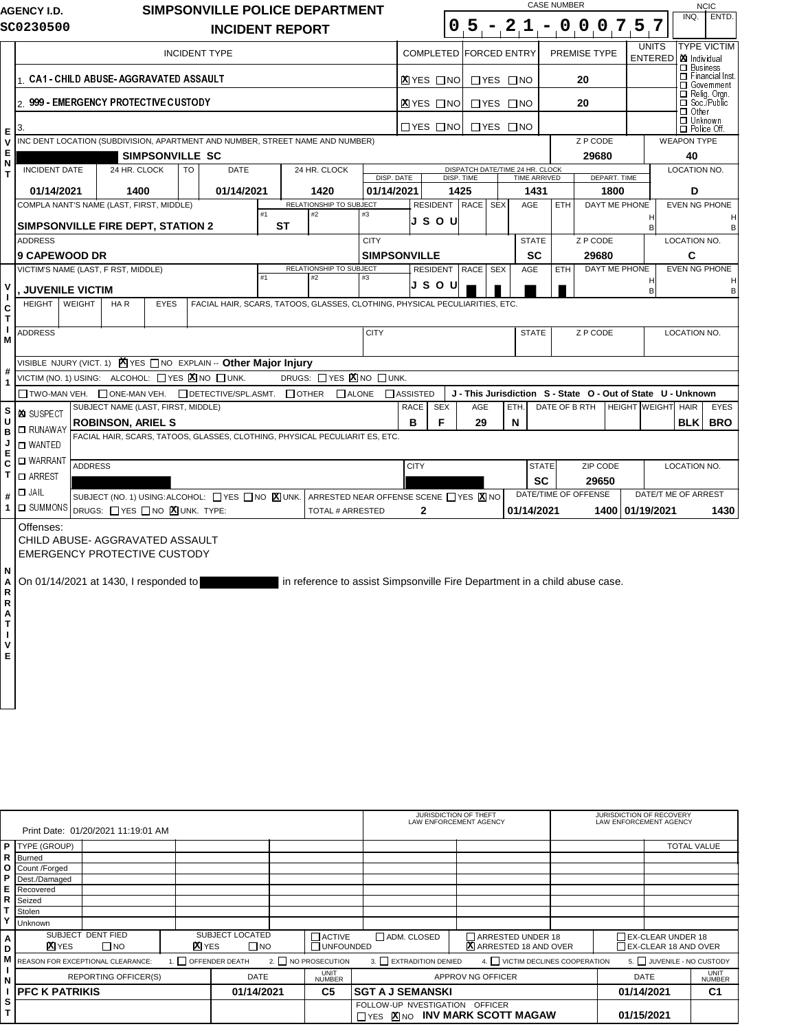**AGENCY I.D.** SC0230500

# SIMPSONVILLE POLICE DEPARTMENT
## INCIDENT REPORT

**CASE NUMBER:** 05-21-000757

**NCIC:** INQ. | ENTD.

## EVENT

| INCIDENT TYPE | COMPLETED | FORCED ENTRY | PREMISE TYPE | UNITS ENTERED |
|---|---|---|---|---|
| 1. CA1 - CHILD ABUSE- AGGRAVATED ASSAULT | [X] YES [ ] NO | [ ] YES [ ] NO | 20 | |
| 2. 999 - EMERGENCY PROTECTIVE CUSTODY | [X] YES [ ] NO | [ ] YES [ ] NO | 20 | |
| 3. | [ ] YES [ ] NO | [ ] YES [ ] NO | | |

**TYPE VICTIM:** [X] Individual [ ] Business [ ] Financial Inst. [ ] Government [ ] Relig. Orgn. [ ] Soc./Public [ ] Other [ ] Unknown [ ] Police Off.

| INCIDENT LOCATION (SUBDIVISION, APARTMENT AND NUMBER, STREET NAME AND NUMBER) | ZIP CODE | WEAPON TYPE |
|---|---|---|
| [REDACTED] SIMPSONVILLE SC | 29680 | 40 |

| INCIDENT DATE | 24 HR. CLOCK | TO DATE | 24 HR. CLOCK | DISP. DATE | DISP. TIME | TIME ARRIVED | DEPART. TIME | LOCATION NO. |
|---|---|---|---|---|---|---|---|---|
| 01/14/2021 | 1400 | 01/14/2021 | 1420 | 01/14/2021 | 1425 | 1431 | 1800 | D |

| COMPLAINANT'S NAME (LAST, FIRST, MIDDLE) | RELATIONSHIP TO SUBJECT #1 | #2 | #3 | RESIDENT | RACE | SEX | AGE | ETH | DAYTIME PHONE | EVENING PHONE |
|---|---|---|---|---|---|---|---|---|---|---|
| SIMPSONVILLE FIRE DEPT, STATION 2 | ST | | | J S O U | | | | | H / B | H / B |

| ADDRESS | CITY | STATE | ZIP CODE | LOCATION NO. |
|---|---|---|---|---|
| 9 CAPEWOOD DR | SIMPSONVILLE | SC | 29680 | C |

## VICTIM #1

| VICTIM'S NAME (LAST, FIRST, MIDDLE) | RELATIONSHIP TO SUBJECT #1 | #2 | #3 | RESIDENT | RACE | SEX | AGE | ETH | DAYTIME PHONE | EVENING PHONE |
|---|---|---|---|---|---|---|---|---|---|---|
| , JUVENILE VICTIM | | | | J S O U | [REDACTED] | [REDACTED] | [REDACTED] | [REDACTED] | H / B | H / B |

| HEIGHT | WEIGHT | HAIR | EYES | FACIAL HAIR, SCARS, TATOOS, GLASSES, CLOTHING, PHYSICAL PECULIARITIES, ETC. |
|---|---|---|---|---|
| | | | | |

| ADDRESS | CITY | STATE | ZIP CODE | LOCATION NO. |
|---|---|---|---|---|
| | | | | |

VISIBLE INJURY (VICT. 1) [X] YES [ ] NO EXPLAIN -- **Other Major Injury**

VICTIM (NO. 1) USING: ALCOHOL: [ ] YES [X] NO [ ] UNK. DRUGS: [ ] YES [X] NO [ ] UNK.

[ ] TWO-MAN VEH. [ ] ONE-MAN VEH. [ ] DETECTIVE/SPL.ASMT. [ ] OTHER [ ] ALONE [ ] ASSISTED

**J - This Jurisdiction S - State O - Out of State U - Unknown**

## SUBJECT #1

[X] SUSPECT [ ] RUNAWAY [ ] WANTED [ ] WARRANT [ ] ARREST [ ] JAIL [ ] SUMMONS

| SUBJECT NAME (LAST, FIRST, MIDDLE) | RACE | SEX | AGE | ETH. | DATE OF BIRTH | HEIGHT | WEIGHT | HAIR | EYES |
|---|---|---|---|---|---|---|---|---|---|
| ROBINSON, ARIEL S | B | F | 29 | N | | | | BLK | BRO |

FACIAL HAIR, SCARS, TATOOS, GLASSES, CLOTHING, PHYSICAL PECULIARITIES, ETC.

| ADDRESS | CITY | STATE | ZIP CODE | LOCATION NO. |
|---|---|---|---|---|
| [REDACTED] | [REDACTED] | SC | 29650 | |

SUBJECT (NO. 1) USING: ALCOHOL: [ ] YES [ ] NO [X] UNK. DRUGS: [ ] YES [ ] NO [X] UNK. TYPE:

ARRESTED NEAR OFFENSE SCENE [ ] YES [X] NO — TOTAL # ARRESTED: 2

| DATE/TIME OF OFFENSE | | DATE/TIME OF ARREST | |
|---|---|---|---|
| 01/14/2021 | 1400 | 01/19/2021 | 1430 |

## NARRATIVE

Offenses:
CHILD ABUSE- AGGRAVATED ASSAULT
EMERGENCY PROTECTIVE CUSTODY

On 01/14/2021 at 1430, I responded to [REDACTED] in reference to assist Simpsonville Fire Department in a child abuse case.

Print Date: 01/20/2021 11:19:01 AM

## PROPERTY

| TYPE (GROUP) | | | | | JURISDICTION OF THEFT LAW ENFORCEMENT AGENCY | | JURISDICTION OF RECOVERY LAW ENFORCEMENT AGENCY | TOTAL VALUE |
|---|---|---|---|---|---|---|---|---|
| Burned | | | | | | | | |
| Count /Forged | | | | | | | | |
| Dest./Damaged | | | | | | | | |
| Recovered | | | | | | | | |
| Seized | | | | | | | | |
| Stolen | | | | | | | | |
| Unknown | | | | | | | | |

## ADMINIST

SUBJECT IDENTIFIED: [X] YES [ ] NO — SUBJECT LOCATED: [X] YES [ ] NO — [ ] ACTIVE [ ] UNFOUNDED — [ ] ADM. CLOSED — [ ] ARRESTED UNDER 18 [X] ARRESTED 18 AND OVER — [ ] EX-CLEAR UNDER 18 [ ] EX-CLEAR 18 AND OVER

REASON FOR EXCEPTIONAL CLEARANCE: 1. [ ] OFFENDER DEATH 2. [ ] NO PROSECUTION 3. [ ] EXTRADITION DENIED 4. [ ] VICTIM DECLINES COOPERATION 5. [ ] JUVENILE - NO CUSTODY

| REPORTING OFFICER(S) | DATE | UNIT NUMBER | APPROVING OFFICER | DATE | UNIT NUMBER |
|---|---|---|---|---|---|
| PFC K PATRIKIS | 01/14/2021 | C5 | SGT A J SEMANSKI | 01/14/2021 | C1 |
| | | | FOLLOW-UP INVESTIGATION OFFICER [ ] YES [X] NO INV MARK SCOTT MAGAW | 01/15/2021 | |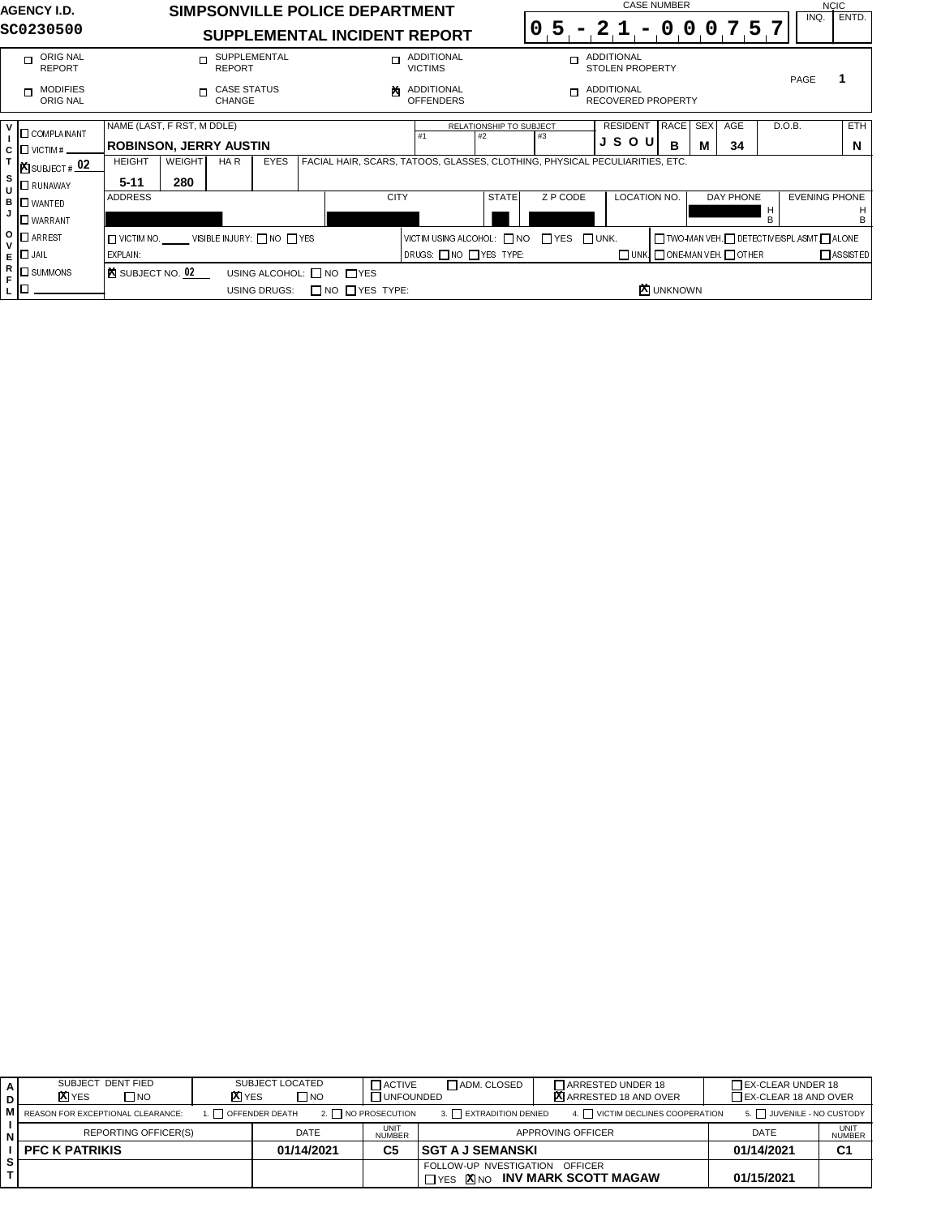**AGENCY I.D.** SC0230500

# SIMPSONVILLE POLICE DEPARTMENT

## SUPPLEMENTAL INCIDENT REPORT

CASE NUMBER: 05-21-000757

NCIC: INQ. | ENTD.

| | | | |
|---|---|---|---|
| ☐ ORIGINAL REPORT | ☐ SUPPLEMENTAL REPORT | ☐ ADDITIONAL VICTIMS | ☐ ADDITIONAL STOLEN PROPERTY |
| ☐ MODIFIES ORIGINAL | ☐ CASE STATUS CHANGE | ☒ ADDITIONAL OFFENDERS | ☐ ADDITIONAL RECOVERED PROPERTY |

PAGE 1

**VICTIM / SUBJECT / OVERFLOW**

☐ COMPLAINANT
☐ VICTIM # ____
☒ SUBJECT # 02
☐ RUNAWAY
☐ WANTED
☐ WARRANT
☐ ARREST
☐ JAIL
☐ SUMMONS
☐ ____

| NAME (LAST, FIRST, MIDDLE) | RELATIONSHIP TO SUBJECT #1 | #2 | #3 | RESIDENT | RACE | SEX | AGE | D.O.B. | ETH |
|---|---|---|---|---|---|---|---|---|---|
| ROBINSON, JERRY AUSTIN | | | | J S O U | B | M | 34 | | N |

| HEIGHT | WEIGHT | HAIR | EYES | FACIAL HAIR, SCARS, TATOOS, GLASSES, CLOTHING, PHYSICAL PECULIARITIES, ETC. |
|---|---|---|---|---|
| 5-11 | 280 | | | |

| ADDRESS | CITY | STATE | ZIP CODE | LOCATION NO. | DAY PHONE | EVENING PHONE |
|---|---|---|---|---|---|---|
| [REDACTED] | [REDACTED] | [REDACTED] | [REDACTED] | | [REDACTED] H B | H B |

☐ VICTIM NO. ____ VISIBLE INJURY: ☐ NO ☐ YES
EXPLAIN:

VICTIM USING ALCOHOL: ☐ NO ☐ YES ☐ UNK.
DRUGS: ☐ NO ☐ YES TYPE: ☐ UNK.

☐ TWO-MAN VEH. ☐ DETECTIVE/SPL.ASMT. ☐ ALONE
☐ ONE-MAN VEH. ☐ OTHER ☐ ASSISTED

☒ SUBJECT NO. 02 USING ALCOHOL: ☐ NO ☐ YES
USING DRUGS: ☐ NO ☐ YES TYPE: ☒ UNKNOWN

**ADMINIST**

| SUBJECT IDENTIFIED | SUBJECT LOCATED | | | |
|---|---|---|---|---|
| ☒ YES ☐ NO | ☒ YES ☐ NO | ☐ ACTIVE ☐ UNFOUNDED | ☐ ADM. CLOSED | ☐ ARRESTED UNDER 18 ☒ ARRESTED 18 AND OVER | ☐ EX-CLEAR UNDER 18 ☐ EX-CLEAR 18 AND OVER |

REASON FOR EXCEPTIONAL CLEARANCE: 1. ☐ OFFENDER DEATH 2. ☐ NO PROSECUTION 3. ☐ EXTRADITION DENIED 4. ☐ VICTIM DECLINES COOPERATION 5. ☐ JUVENILE - NO CUSTODY

| REPORTING OFFICER(S) | DATE | UNIT NUMBER | APPROVING OFFICER | DATE | UNIT NUMBER |
|---|---|---|---|---|---|
| PFC K PATRIKIS | 01/14/2021 | C5 | SGT A J SEMANSKI | 01/14/2021 | C1 |
| | | | FOLLOW-UP INVESTIGATION ☐ YES ☒ NO OFFICER: INV MARK SCOTT MAGAW | 01/15/2021 | |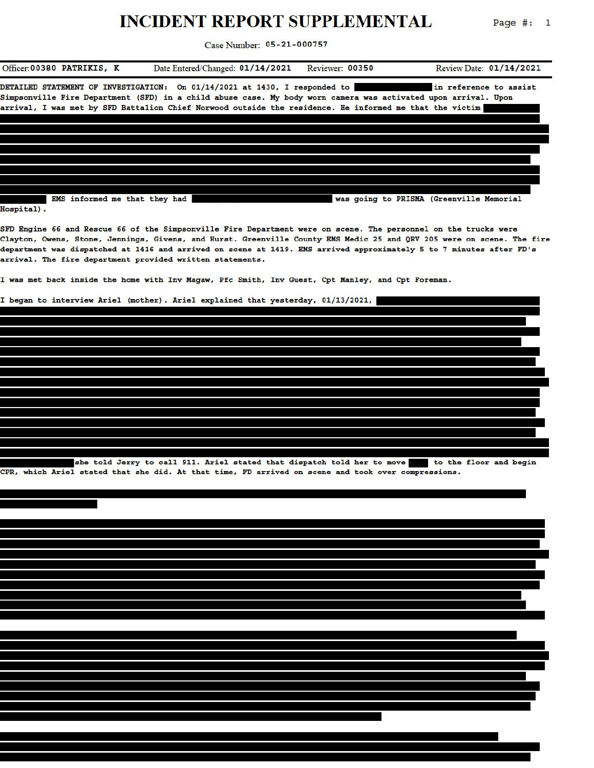# INCIDENT REPORT SUPPLEMENTAL

Case Number: 05-21-000757

Officer: 00380 PATRIKIS, K    Date Entered/Changed: 01/14/2021    Reviewer: 00350    Review Date: 01/14/2021

DETAILED STATEMENT OF INVESTIGATION: On 01/14/2021 at 1430, I responded to [REDACTED] in reference to assist Simpsonville Fire Department (SFD) in a child abuse case. My body worn camera was activated upon arrival. Upon arrival, I was met by SFD Battalion Chief Norwood outside the residence. He informed me that the victim [REDACTED]

[REDACTED] EMS informed me that they had [REDACTED] was going to PRISMA (Greenville Memorial Hospital).

SFD Engine 66 and Rescue 66 of the Simpsonville Fire Department were on scene. The personnel on the trucks were Clayton, Owens, Stone, Jennings, Givens, and Hurst. Greenville County EMS Medic 25 and QRV 205 were on scene. The fire department was dispatched at 1416 and arrived on scene at 1419. EMS arrived approximately 5 to 7 minutes after FD's arrival. The fire department provided written statements.

I was met back inside the home with Inv Magaw, Pfc Smith, Inv Guest, Cpt Manley, and Cpt Foreman.

I began to interview Ariel (mother). Ariel explained that yesterday, 01/13/2021, [REDACTED]

[REDACTED] she told Jerry to call 911. Ariel stated that dispatch told her to move [REDACTED] to the floor and begin CPR, which Ariel stated that she did. At that time, FD arrived on scene and took over compressions.

[REDACTED]

[REDACTED]

[REDACTED]

[REDACTED]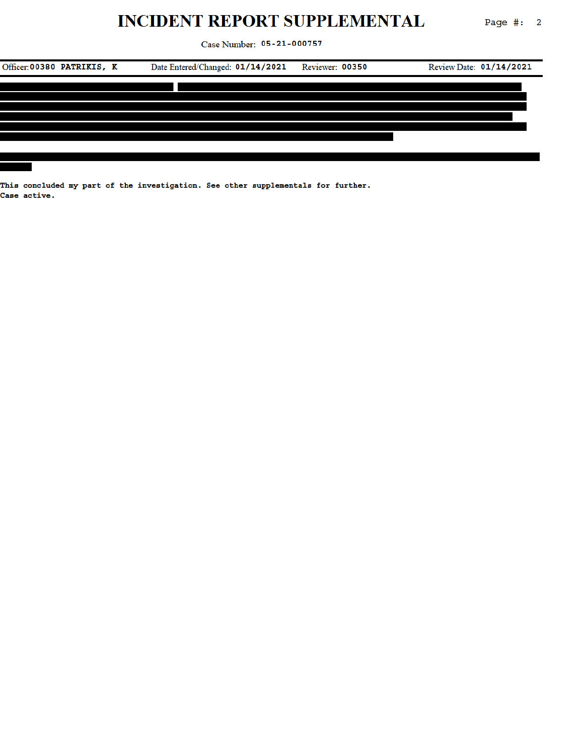# INCIDENT REPORT SUPPLEMENTAL

Case Number: 05-21-000757

| Officer: 00380 PATRIKIS, K | Date Entered/Changed: 01/14/2021 | Reviewer: 00350 | Review Date: 01/14/2021 |
|---|---|---|---|

This concluded my part of the investigation. See other supplementals for further.
Case active.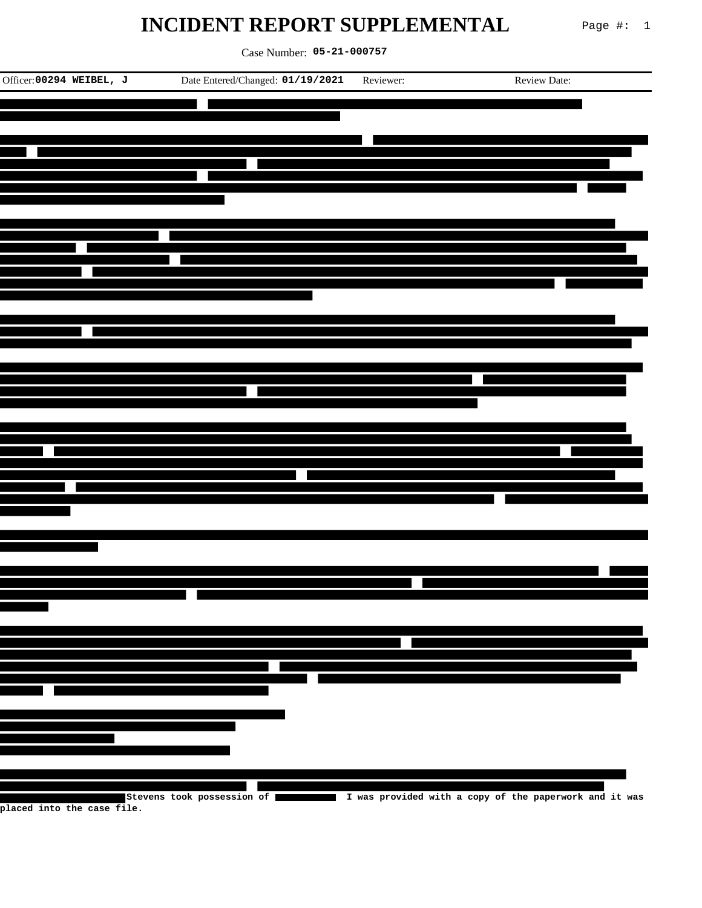# INCIDENT REPORT SUPPLEMENTAL

Case Number: **05-21-000757**

| Officer: **00294 WEIBEL, J** | Date Entered/Changed: **01/19/2021** | Reviewer: | Review Date: |
|---|---|---|---|

[REDACTED]

[REDACTED]

[REDACTED]

[REDACTED]

[REDACTED]

[REDACTED]

[REDACTED]

[REDACTED]

[REDACTED]

[REDACTED]

[REDACTED]

[REDACTED] **Stevens took possession of** [REDACTED] **I was provided with a copy of the paperwork and it was placed into the case file.**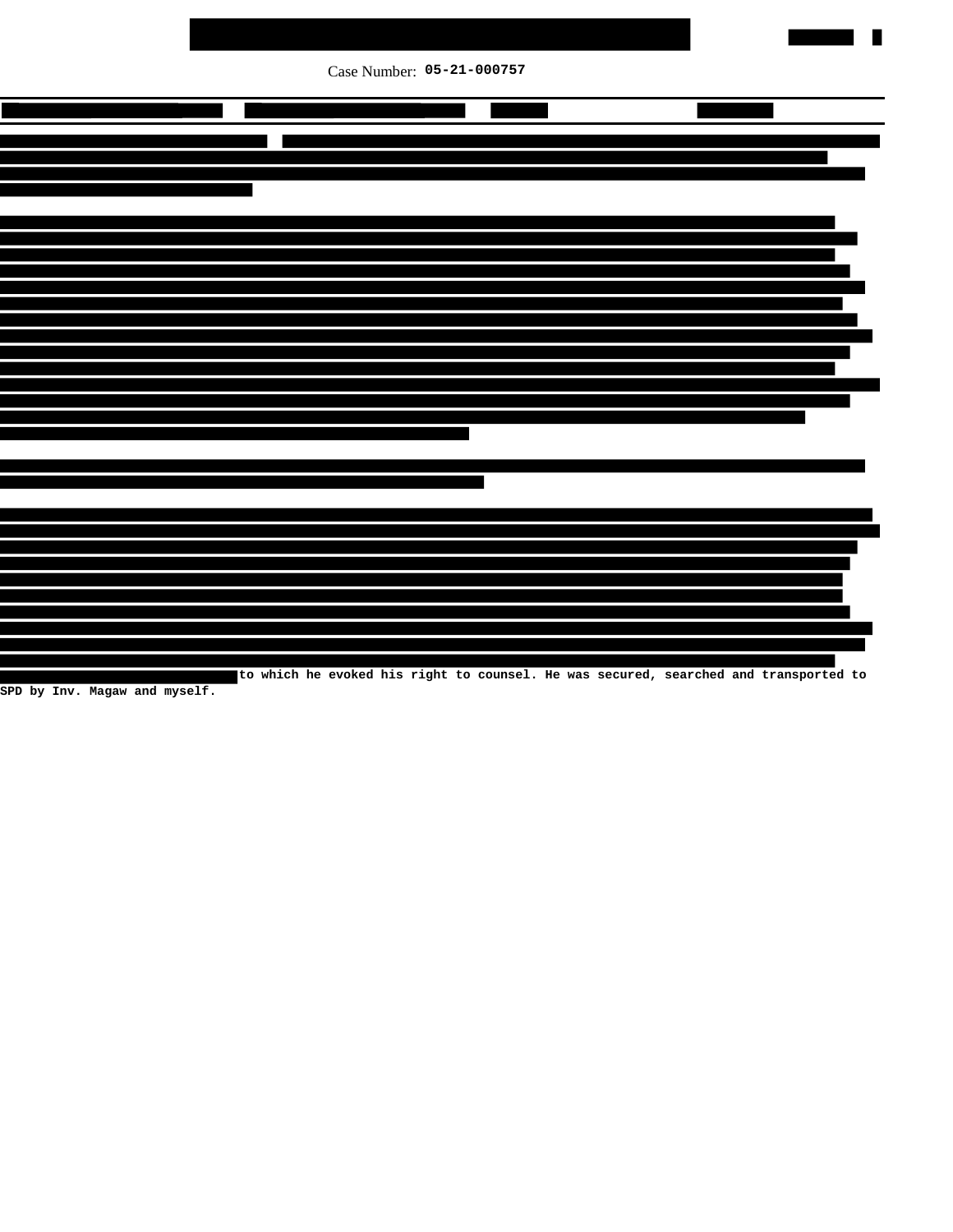Case Number: 05-21-000757

to which he evoked his right to counsel. He was secured, searched and transported to SPD by Inv. Magaw and myself.